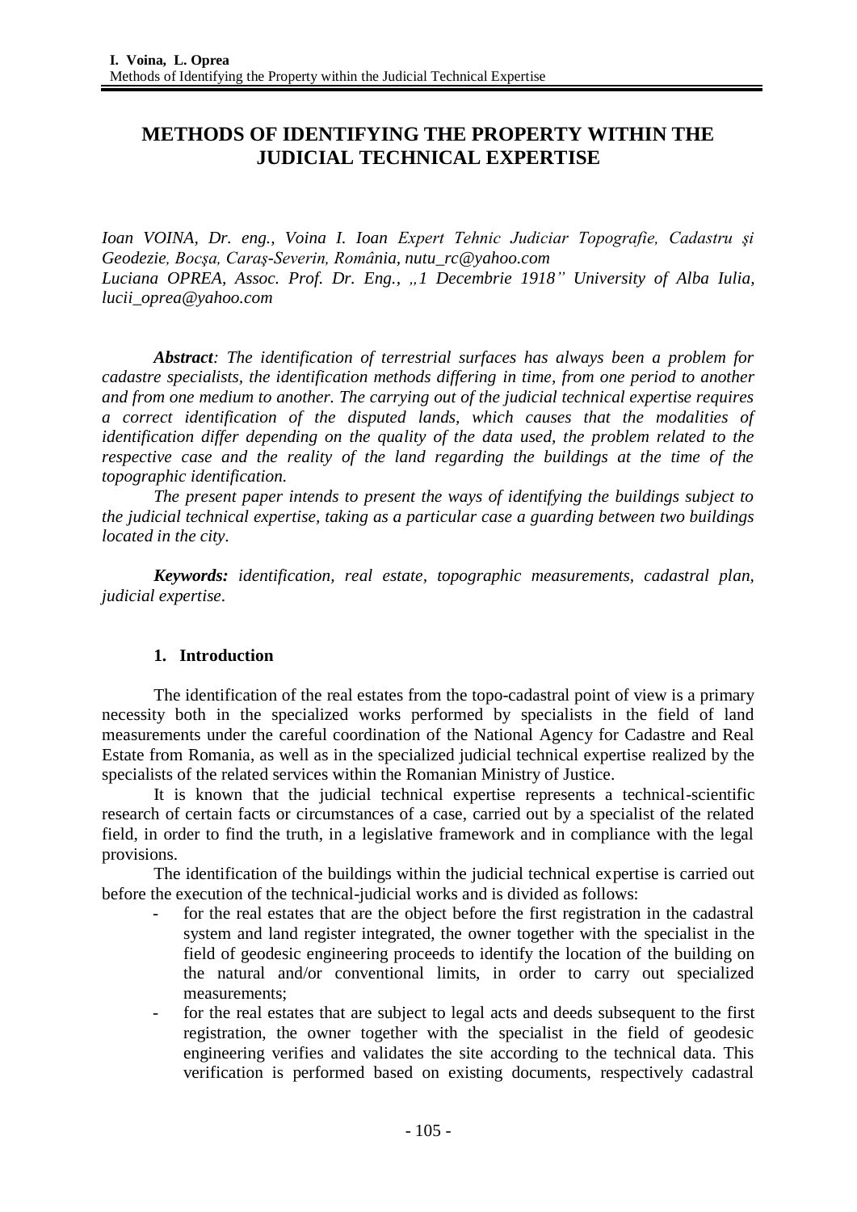# METHODS OF IDENTIFYING THE PROPERTY WITHIN THE JUDICIAL TECHNICAL EXPERTISE

*Ioan VOINA, Dr. eng., Voina I. Ioan Expert Tehnic Judiciar Topografie, Cadastru şi Geodezie, Bocşa, Caraş-Severin, România, nutu_rc@yahoo.com*
*Luciana OPREA, Assoc. Prof. Dr. Eng., „1 Decembrie 1918" University of Alba Iulia, lucii_oprea@yahoo.com*

***Abstract**: The identification of terrestrial surfaces has always been a problem for cadastre specialists, the identification methods differing in time, from one period to another and from one medium to another. The carrying out of the judicial technical expertise requires a correct identification of the disputed lands, which causes that the modalities of identification differ depending on the quality of the data used, the problem related to the respective case and the reality of the land regarding the buildings at the time of the topographic identification.*

*The present paper intends to present the ways of identifying the buildings subject to the judicial technical expertise, taking as a particular case a guarding between two buildings located in the city.*

***Keywords:** identification, real estate, topographic measurements, cadastral plan, judicial expertise.*

## 1. Introduction

The identification of the real estates from the topo-cadastral point of view is a primary necessity both in the specialized works performed by specialists in the field of land measurements under the careful coordination of the National Agency for Cadastre and Real Estate from Romania, as well as in the specialized judicial technical expertise realized by the specialists of the related services within the Romanian Ministry of Justice.

It is known that the judicial technical expertise represents a technical-scientific research of certain facts or circumstances of a case, carried out by a specialist of the related field, in order to find the truth, in a legislative framework and in compliance with the legal provisions.

The identification of the buildings within the judicial technical expertise is carried out before the execution of the technical-judicial works and is divided as follows:

- for the real estates that are the object before the first registration in the cadastral system and land register integrated, the owner together with the specialist in the field of geodesic engineering proceeds to identify the location of the building on the natural and/or conventional limits, in order to carry out specialized measurements;
- for the real estates that are subject to legal acts and deeds subsequent to the first registration, the owner together with the specialist in the field of geodesic engineering verifies and validates the site according to the technical data. This verification is performed based on existing documents, respectively cadastral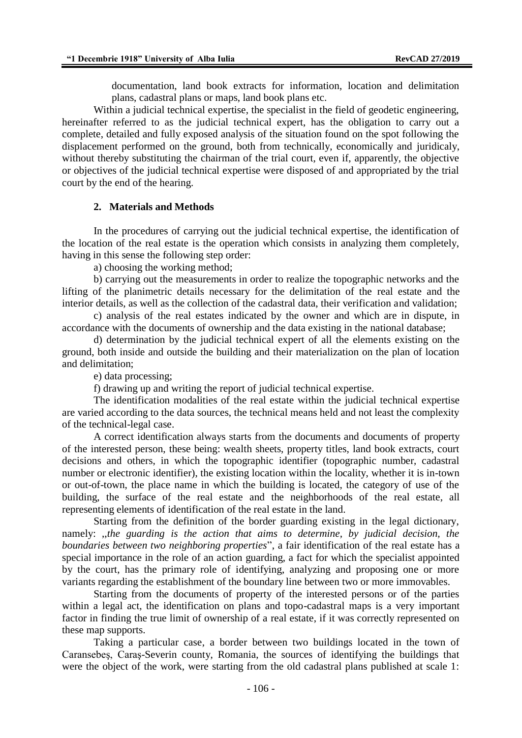documentation, land book extracts for information, location and delimitation plans, cadastral plans or maps, land book plans etc.

Within a judicial technical expertise, the specialist in the field of geodetic engineering, hereinafter referred to as the judicial technical expert, has the obligation to carry out a complete, detailed and fully exposed analysis of the situation found on the spot following the displacement performed on the ground, both from technically, economically and juridicaly, without thereby substituting the chairman of the trial court, even if, apparently, the objective or objectives of the judicial technical expertise were disposed of and appropriated by the trial court by the end of the hearing.

## 2. Materials and Methods

In the procedures of carrying out the judicial technical expertise, the identification of the location of the real estate is the operation which consists in analyzing them completely, having in this sense the following step order:

a) choosing the working method;

b) carrying out the measurements in order to realize the topographic networks and the lifting of the planimetric details necessary for the delimitation of the real estate and the interior details, as well as the collection of the cadastral data, their verification and validation;

c) analysis of the real estates indicated by the owner and which are in dispute, in accordance with the documents of ownership and the data existing in the national database;

d) determination by the judicial technical expert of all the elements existing on the ground, both inside and outside the building and their materialization on the plan of location and delimitation;

e) data processing;

f) drawing up and writing the report of judicial technical expertise.

The identification modalities of the real estate within the judicial technical expertise are varied according to the data sources, the technical means held and not least the complexity of the technical-legal case.

A correct identification always starts from the documents and documents of property of the interested person, these being: wealth sheets, property titles, land book extracts, court decisions and others, in which the topographic identifier (topographic number, cadastral number or electronic identifier), the existing location within the locality, whether it is in-town or out-of-town, the place name in which the building is located, the category of use of the building, the surface of the real estate and the neighborhoods of the real estate, all representing elements of identification of the real estate in the land.

Starting from the definition of the border guarding existing in the legal dictionary, namely: „*the guarding is the action that aims to determine, by judicial decision, the boundaries between two neighboring properties*", a fair identification of the real estate has a special importance in the role of an action guarding, a fact for which the specialist appointed by the court, has the primary role of identifying, analyzing and proposing one or more variants regarding the establishment of the boundary line between two or more immovables.

Starting from the documents of property of the interested persons or of the parties within a legal act, the identification on plans and topo-cadastral maps is a very important factor in finding the true limit of ownership of a real estate, if it was correctly represented on these map supports.

Taking a particular case, a border between two buildings located in the town of Caransebeş, Caraş-Severin county, Romania, the sources of identifying the buildings that were the object of the work, were starting from the old cadastral plans published at scale 1: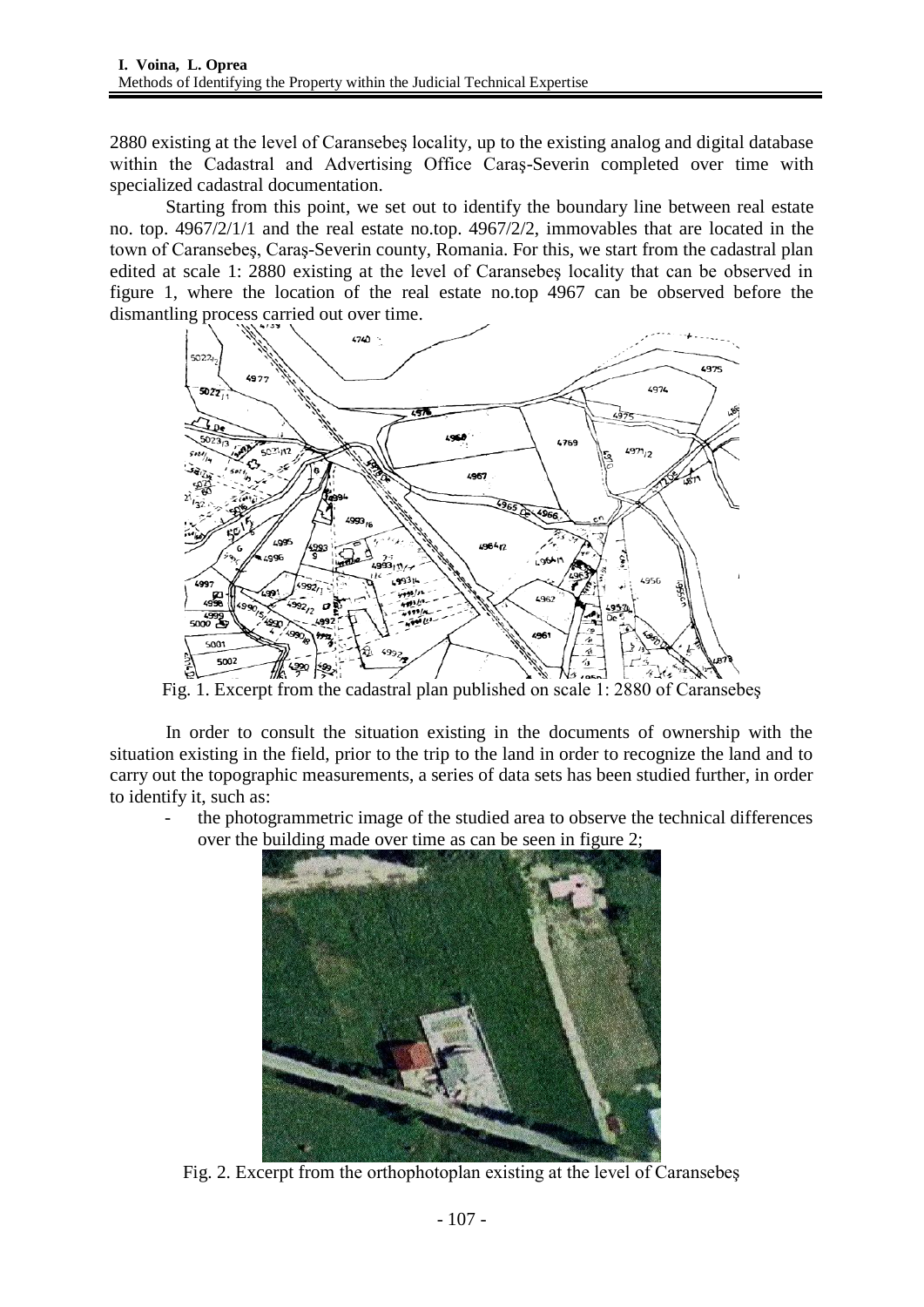2880 existing at the level of Caransebeş locality, up to the existing analog and digital database within the Cadastral and Advertising Office Caraş-Severin completed over time with specialized cadastral documentation.

Starting from this point, we set out to identify the boundary line between real estate no. top. 4967/2/1/1 and the real estate no.top. 4967/2/2, immovables that are located in the town of Caransebeş, Caraş-Severin county, Romania. For this, we start from the cadastral plan edited at scale 1: 2880 existing at the level of Caransebeş locality that can be observed in figure 1, where the location of the real estate no.top 4967 can be observed before the dismantling process carried out over time.

Fig. 1. Excerpt from the cadastral plan published on scale 1: 2880 of Caransebeş

In order to consult the situation existing in the documents of ownership with the situation existing in the field, prior to the trip to the land in order to recognize the land and to carry out the topographic measurements, a series of data sets has been studied further, in order to identify it, such as:

- the photogrammetric image of the studied area to observe the technical differences over the building made over time as can be seen in figure 2;

Fig. 2. Excerpt from the orthophotoplan existing at the level of Caransebeş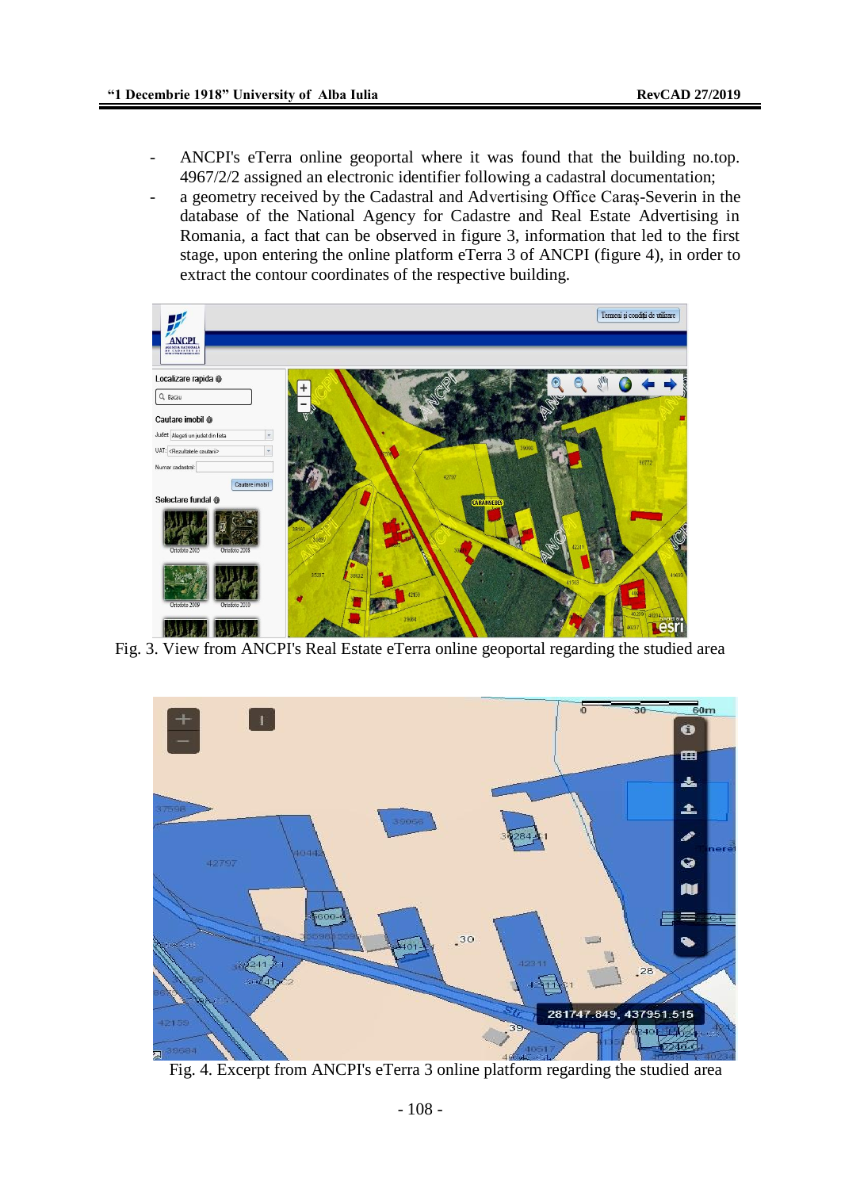- ANCPI's eTerra online geoportal where it was found that the building no.top. 4967/2/2 assigned an electronic identifier following a cadastral documentation;
- a geometry received by the Cadastral and Advertising Office Caraş-Severin in the database of the National Agency for Cadastre and Real Estate Advertising in Romania, a fact that can be observed in figure 3, information that led to the first stage, upon entering the online platform eTerra 3 of ANCPI (figure 4), in order to extract the contour coordinates of the respective building.

Fig. 3. View from ANCPI's Real Estate eTerra online geoportal regarding the studied area

Fig. 4. Excerpt from ANCPI's eTerra 3 online platform regarding the studied area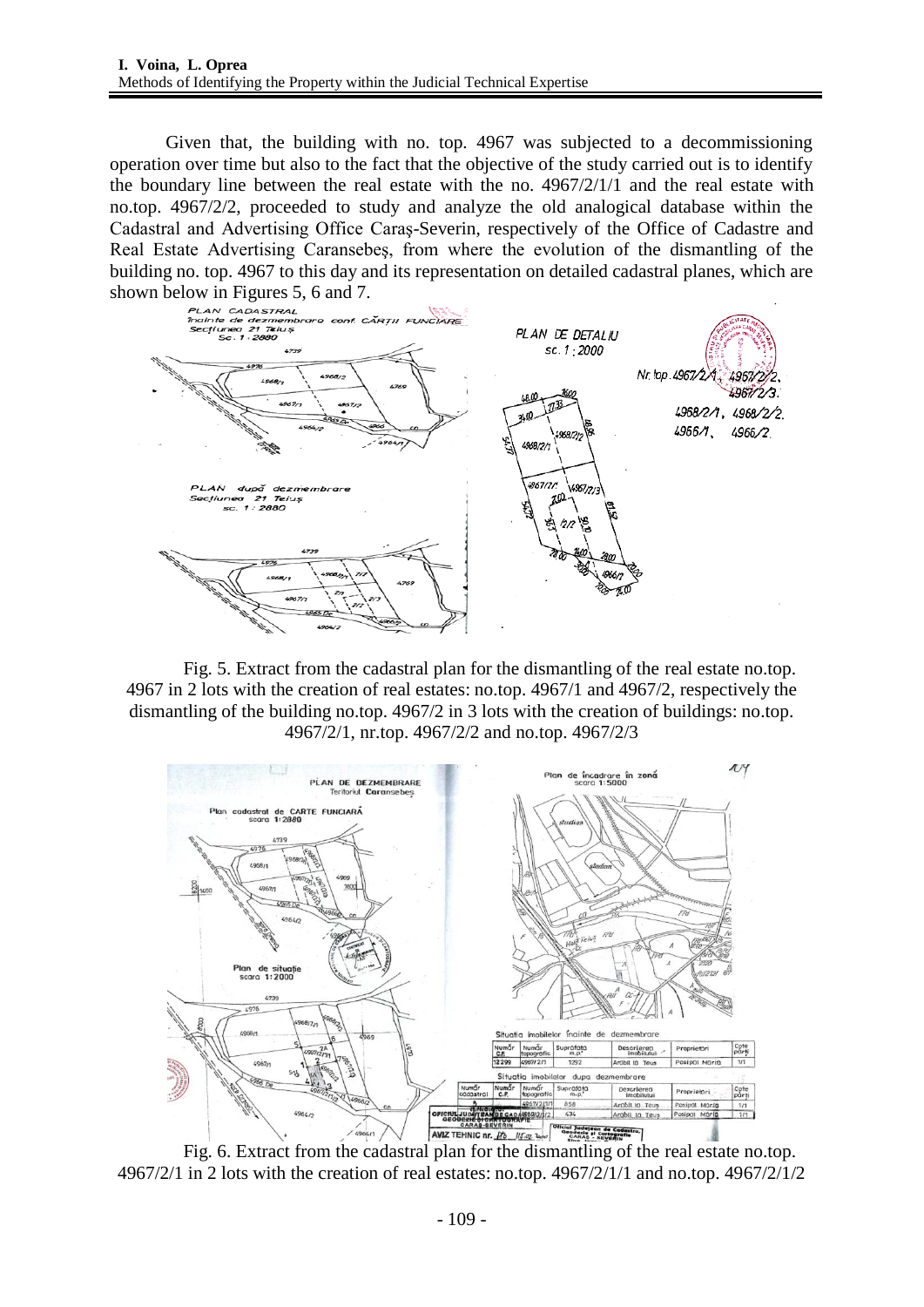Given that, the building with no. top. 4967 was subjected to a decommissioning operation over time but also to the fact that the objective of the study carried out is to identify the boundary line between the real estate with the no. 4967/2/1/1 and the real estate with no.top. 4967/2/2, proceeded to study and analyze the old analogical database within the Cadastral and Advertising Office Caraş-Severin, respectively of the Office of Cadastre and Real Estate Advertising Caransebeş, from where the evolution of the dismantling of the building no. top. 4967 to this day and its representation on detailed cadastral planes, which are shown below in Figures 5, 6 and 7.

Fig. 5. Extract from the cadastral plan for the dismantling of the real estate no.top. 4967 in 2 lots with the creation of real estates: no.top. 4967/1 and 4967/2, respectively the dismantling of the building no.top. 4967/2 in 3 lots with the creation of buildings: no.top. 4967/2/1, nr.top. 4967/2/2 and no.top. 4967/2/3

Fig. 6. Extract from the cadastral plan for the dismantling of the real estate no.top. 4967/2/1 in 2 lots with the creation of real estates: no.top. 4967/2/1/1 and no.top. 4967/2/1/2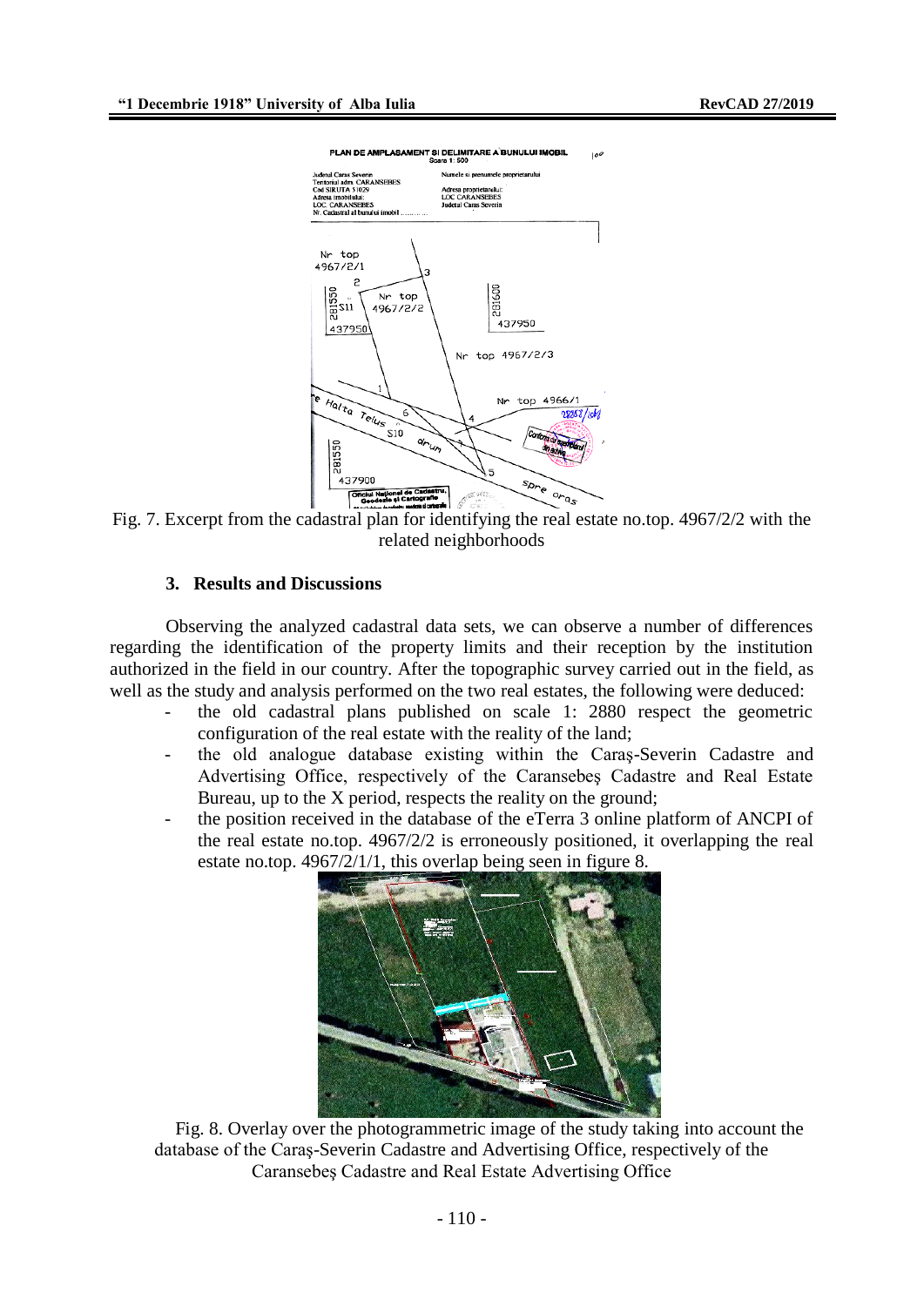Fig. 7. Excerpt from the cadastral plan for identifying the real estate no.top. 4967/2/2 with the related neighborhoods

## 3. Results and Discussions

Observing the analyzed cadastral data sets, we can observe a number of differences regarding the identification of the property limits and their reception by the institution authorized in the field in our country. After the topographic survey carried out in the field, as well as the study and analysis performed on the two real estates, the following were deduced:

- the old cadastral plans published on scale 1: 2880 respect the geometric configuration of the real estate with the reality of the land;
- the old analogue database existing within the Caraş-Severin Cadastre and Advertising Office, respectively of the Caransebeş Cadastre and Real Estate Bureau, up to the X period, respects the reality on the ground;
- the position received in the database of the eTerra 3 online platform of ANCPI of the real estate no.top. 4967/2/2 is erroneously positioned, it overlapping the real estate no.top. 4967/2/1/1, this overlap being seen in figure 8.

Fig. 8. Overlay over the photogrammetric image of the study taking into account the database of the Caraş-Severin Cadastre and Advertising Office, respectively of the Caransebeş Cadastre and Real Estate Advertising Office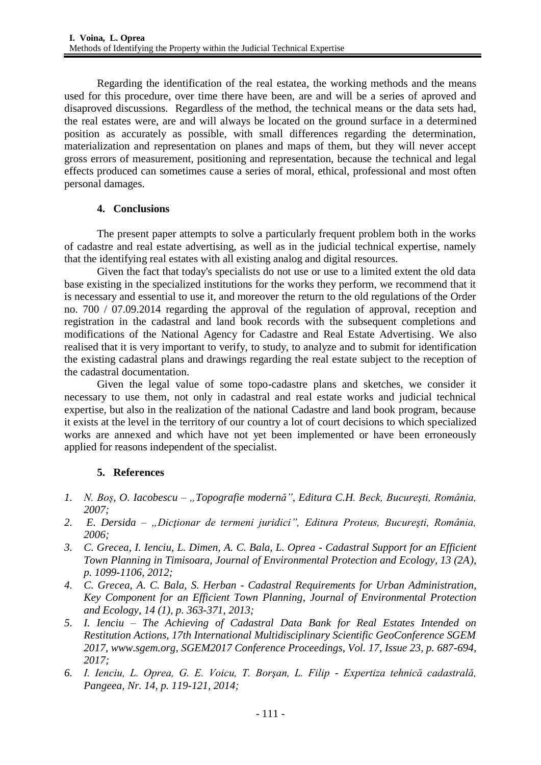Regarding the identification of the real estatea, the working methods and the means used for this procedure, over time there have been, are and will be a series of aproved and disaproved discussions. Regardless of the method, the technical means or the data sets had, the real estates were, are and will always be located on the ground surface in a determined position as accurately as possible, with small differences regarding the determination, materialization and representation on planes and maps of them, but they will never accept gross errors of measurement, positioning and representation, because the technical and legal effects produced can sometimes cause a series of moral, ethical, professional and most often personal damages.

## 4. Conclusions

The present paper attempts to solve a particularly frequent problem both in the works of cadastre and real estate advertising, as well as in the judicial technical expertise, namely that the identifying real estates with all existing analog and digital resources.

Given the fact that today's specialists do not use or use to a limited extent the old data base existing in the specialized institutions for the works they perform, we recommend that it is necessary and essential to use it, and moreover the return to the old regulations of the Order no. 700 / 07.09.2014 regarding the approval of the regulation of approval, reception and registration in the cadastral and land book records with the subsequent completions and modifications of the National Agency for Cadastre and Real Estate Advertising. We also realised that it is very important to verify, to study, to analyze and to submit for identification the existing cadastral plans and drawings regarding the real estate subject to the reception of the cadastral documentation.

Given the legal value of some topo-cadastre plans and sketches, we consider it necessary to use them, not only in cadastral and real estate works and judicial technical expertise, but also in the realization of the national Cadastre and land book program, because it exists at the level in the territory of our country a lot of court decisions to which specialized works are annexed and which have not yet been implemented or have been erroneously applied for reasons independent of the specialist.

## 5. References

1. *N. Boș, O. Iacobescu – „Topografie modernă", Editura C.H. Beck, Bucureşti, România, 2007;*
2. *E. Dersida – „Dicţionar de termeni juridici", Editura Proteus, Bucureşti, România, 2006;*
3. *C. Grecea, I. Ienciu, L. Dimen, A. C. Bala, L. Oprea - Cadastral Support for an Efficient Town Planning in Timisoara, Journal of Environmental Protection and Ecology, 13 (2A), p. 1099-1106, 2012;*
4. *C. Grecea, A. C. Bala, S. Herban - Cadastral Requirements for Urban Administration, Key Component for an Efficient Town Planning, Journal of Environmental Protection and Ecology, 14 (1), p. 363-371, 2013;*
5. *I. Ienciu – The Achieving of Cadastral Data Bank for Real Estates Intended on Restitution Actions, 17th International Multidisciplinary Scientific GeoConference SGEM 2017, www.sgem.org, SGEM2017 Conference Proceedings, Vol. 17, Issue 23, p. 687-694, 2017;*
6. *I. Ienciu, L. Oprea, G. E. Voicu, T. Borşan, L. Filip - Expertiza tehnică cadastrală, Pangeea, Nr. 14, p. 119-121, 2014;*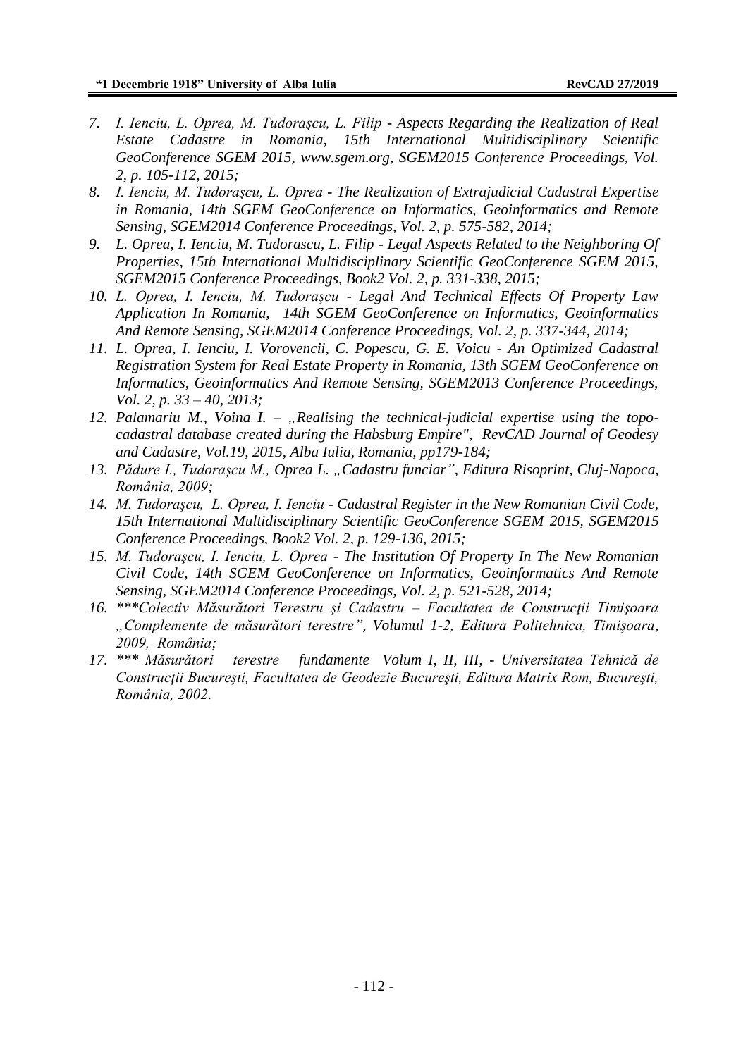7. *I. Ienciu, L. Oprea, M. Tudoraşcu, L. Filip - Aspects Regarding the Realization of Real Estate Cadastre in Romania, 15th International Multidisciplinary Scientific GeoConference SGEM 2015, www.sgem.org, SGEM2015 Conference Proceedings, Vol. 2, p. 105-112, 2015;*
8. *I. Ienciu, M. Tudoraşcu, L. Oprea - The Realization of Extrajudicial Cadastral Expertise in Romania, 14th SGEM GeoConference on Informatics, Geoinformatics and Remote Sensing, SGEM2014 Conference Proceedings, Vol. 2, p. 575-582, 2014;*
9. *L. Oprea, I. Ienciu, M. Tudorascu, L. Filip - Legal Aspects Related to the Neighboring Of Properties, 15th International Multidisciplinary Scientific GeoConference SGEM 2015, SGEM2015 Conference Proceedings, Book2 Vol. 2, p. 331-338, 2015;*
10. *L. Oprea, I. Ienciu, M. Tudoraşcu - Legal And Technical Effects Of Property Law Application In Romania, 14th SGEM GeoConference on Informatics, Geoinformatics And Remote Sensing, SGEM2014 Conference Proceedings, Vol. 2, p. 337-344, 2014;*
11. *L. Oprea, I. Ienciu, I. Vorovencii, C. Popescu, G. E. Voicu - An Optimized Cadastral Registration System for Real Estate Property in Romania, 13th SGEM GeoConference on Informatics, Geoinformatics And Remote Sensing, SGEM2013 Conference Proceedings, Vol. 2, p. 33 – 40, 2013;*
12. *Palamariu M., Voina I. – „Realising the technical-judicial expertise using the topo-cadastral database created during the Habsburg Empire", RevCAD Journal of Geodesy and Cadastre, Vol.19, 2015, Alba Iulia, Romania, pp179-184;*
13. *Pădure I., Tudorașcu M., Oprea L. „Cadastru funciar”, Editura Risoprint, Cluj-Napoca, România, 2009;*
14. *M. Tudoraşcu, L. Oprea, I. Ienciu - Cadastral Register in the New Romanian Civil Code, 15th International Multidisciplinary Scientific GeoConference SGEM 2015, SGEM2015 Conference Proceedings, Book2 Vol. 2, p. 129-136, 2015;*
15. *M. Tudoraşcu, I. Ienciu, L. Oprea - The Institution Of Property In The New Romanian Civil Code, 14th SGEM GeoConference on Informatics, Geoinformatics And Remote Sensing, SGEM2014 Conference Proceedings, Vol. 2, p. 521-528, 2014;*
16. *\*\*\*Colectiv Măsurători Terestru şi Cadastru – Facultatea de Construcţii Timişoara „Complemente de măsurători terestre”, Volumul 1-2, Editura Politehnica, Timişoara, 2009, România;*
17. *\*\*\* Măsurători terestre fundamente Volum I, II, III, - Universitatea Tehnică de Construcţii Bucureşti, Facultatea de Geodezie Bucureşti, Editura Matrix Rom, Bucureşti, România, 2002.*